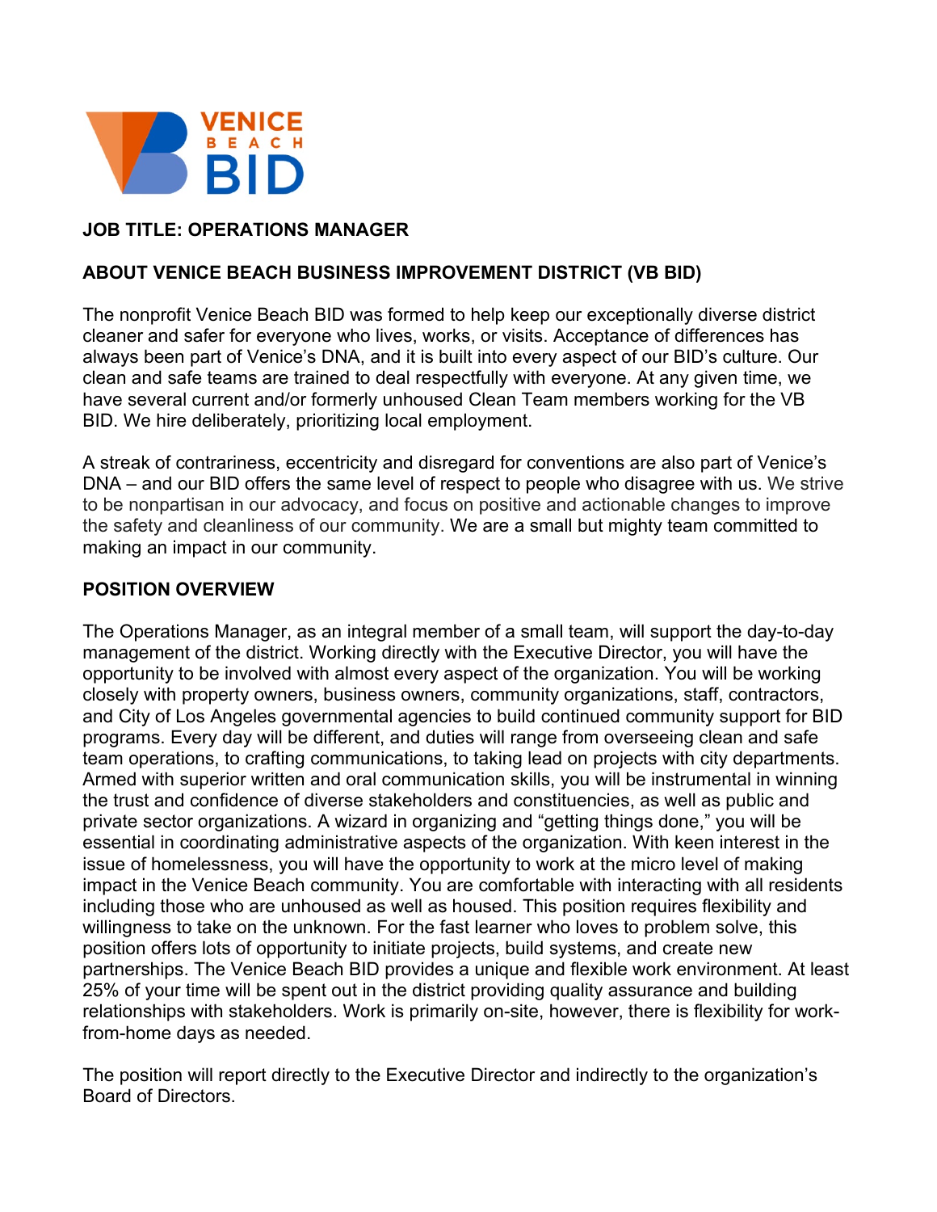# JOB TITLE: OPERATIONS MANAGER

## ABOUT VENICE BEACH BUSINESS IMPROVEMENT DISTRICT (VB BID)

The nonprofit Venice Beach BID was formed to help keep our exceptionally diverse district cleaner and safer for everyone who lives, works, or visits. Acceptance of differences has always been part of Venice's DNA, and it is built into every aspect of our BID's culture. Our clean and safe teams are trained to deal respectfully with everyone. At any given time, we have several current and/or formerly unhoused Clean Team members working for the VB BID. We hire deliberately, prioritizing local employment.

A streak of contrariness, eccentricity and disregard for conventions are also part of Venice's DNA – and our BID offers the same level of respect to people who disagree with us. We strive to be nonpartisan in our advocacy, and focus on positive and actionable changes to improve the safety and cleanliness of our community. We are a small but mighty team committed to making an impact in our community.

## POSITION OVERVIEW

The Operations Manager, as an integral member of a small team, will support the day-to-day management of the district. Working directly with the Executive Director, you will have the opportunity to be involved with almost every aspect of the organization. You will be working closely with property owners, business owners, community organizations, staff, contractors, and City of Los Angeles governmental agencies to build continued community support for BID programs. Every day will be different, and duties will range from overseeing clean and safe team operations, to crafting communications, to taking lead on projects with city departments. Armed with superior written and oral communication skills, you will be instrumental in winning the trust and confidence of diverse stakeholders and constituencies, as well as public and private sector organizations. A wizard in organizing and "getting things done," you will be essential in coordinating administrative aspects of the organization. With keen interest in the issue of homelessness, you will have the opportunity to work at the micro level of making impact in the Venice Beach community. You are comfortable with interacting with all residents including those who are unhoused as well as housed. This position requires flexibility and willingness to take on the unknown. For the fast learner who loves to problem solve, this position offers lots of opportunity to initiate projects, build systems, and create new partnerships. The Venice Beach BID provides a unique and flexible work environment. At least 25% of your time will be spent out in the district providing quality assurance and building relationships with stakeholders. Work is primarily on-site, however, there is flexibility for work-from-home days as needed.

The position will report directly to the Executive Director and indirectly to the organization's Board of Directors.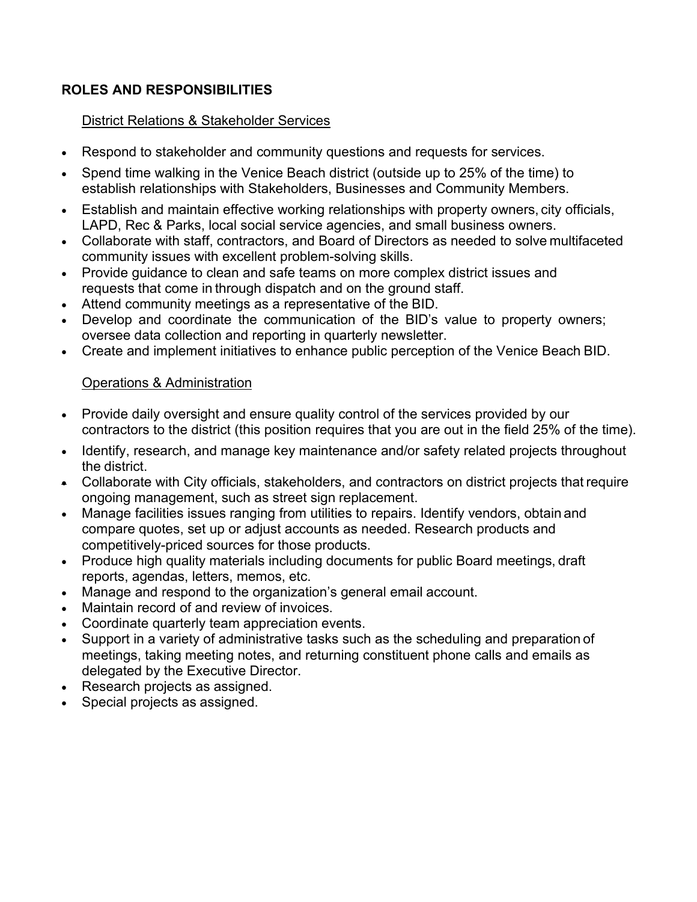## ROLES AND RESPONSIBILITIES

### District Relations & Stakeholder Services

- Respond to stakeholder and community questions and requests for services.
- Spend time walking in the Venice Beach district (outside up to 25% of the time) to establish relationships with Stakeholders, Businesses and Community Members.
- Establish and maintain effective working relationships with property owners, city officials, LAPD, Rec & Parks, local social service agencies, and small business owners.
- Collaborate with staff, contractors, and Board of Directors as needed to solve multifaceted community issues with excellent problem-solving skills.
- Provide guidance to clean and safe teams on more complex district issues and requests that come in through dispatch and on the ground staff.
- Attend community meetings as a representative of the BID.
- Develop and coordinate the communication of the BID's value to property owners; oversee data collection and reporting in quarterly newsletter.
- Create and implement initiatives to enhance public perception of the Venice Beach BID.

### Operations & Administration

- Provide daily oversight and ensure quality control of the services provided by our contractors to the district (this position requires that you are out in the field 25% of the time).
- Identify, research, and manage key maintenance and/or safety related projects throughout the district.
- Collaborate with City officials, stakeholders, and contractors on district projects that require ongoing management, such as street sign replacement.
- Manage facilities issues ranging from utilities to repairs. Identify vendors, obtain and compare quotes, set up or adjust accounts as needed. Research products and competitively-priced sources for those products.
- Produce high quality materials including documents for public Board meetings, draft reports, agendas, letters, memos, etc.
- Manage and respond to the organization's general email account.
- Maintain record of and review of invoices.
- Coordinate quarterly team appreciation events.
- Support in a variety of administrative tasks such as the scheduling and preparation of meetings, taking meeting notes, and returning constituent phone calls and emails as delegated by the Executive Director.
- Research projects as assigned.
- Special projects as assigned.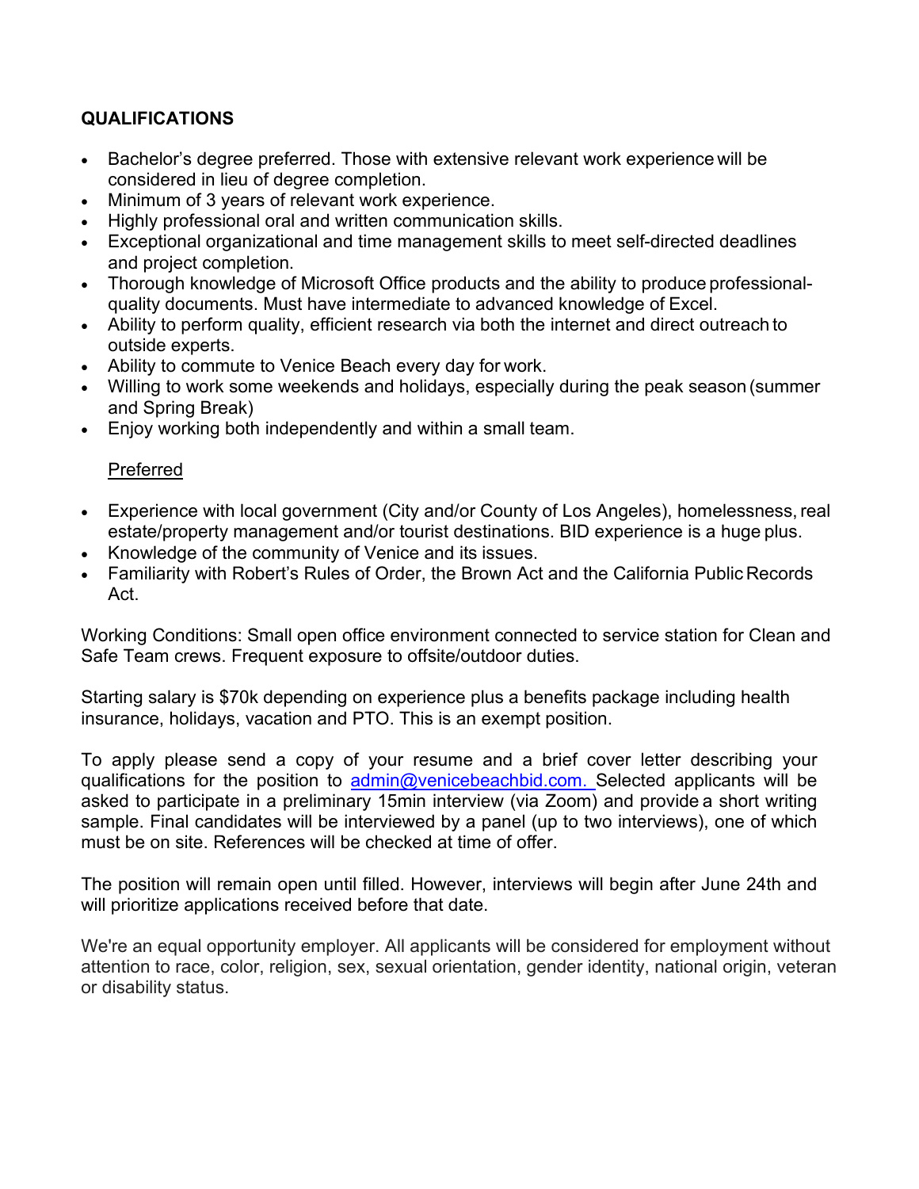**QUALIFICATIONS**

- Bachelor's degree preferred. Those with extensive relevant work experience will be considered in lieu of degree completion.
- Minimum of 3 years of relevant work experience.
- Highly professional oral and written communication skills.
- Exceptional organizational and time management skills to meet self-directed deadlines and project completion.
- Thorough knowledge of Microsoft Office products and the ability to produce professional-quality documents. Must have intermediate to advanced knowledge of Excel.
- Ability to perform quality, efficient research via both the internet and direct outreach to outside experts.
- Ability to commute to Venice Beach every day for work.
- Willing to work some weekends and holidays, especially during the peak season (summer and Spring Break)
- Enjoy working both independently and within a small team.

<u>Preferred</u>

- Experience with local government (City and/or County of Los Angeles), homelessness, real estate/property management and/or tourist destinations. BID experience is a huge plus.
- Knowledge of the community of Venice and its issues.
- Familiarity with Robert's Rules of Order, the Brown Act and the California Public Records Act.

Working Conditions: Small open office environment connected to service station for Clean and Safe Team crews. Frequent exposure to offsite/outdoor duties.

Starting salary is $70k depending on experience plus a benefits package including health insurance, holidays, vacation and PTO. This is an exempt position.

To apply please send a copy of your resume and a brief cover letter describing your qualifications for the position to admin@venicebeachbid.com. Selected applicants will be asked to participate in a preliminary 15min interview (via Zoom) and provide a short writing sample. Final candidates will be interviewed by a panel (up to two interviews), one of which must be on site. References will be checked at time of offer.

The position will remain open until filled. However, interviews will begin after June 24th and will prioritize applications received before that date.

We're an equal opportunity employer. All applicants will be considered for employment without attention to race, color, religion, sex, sexual orientation, gender identity, national origin, veteran or disability status.